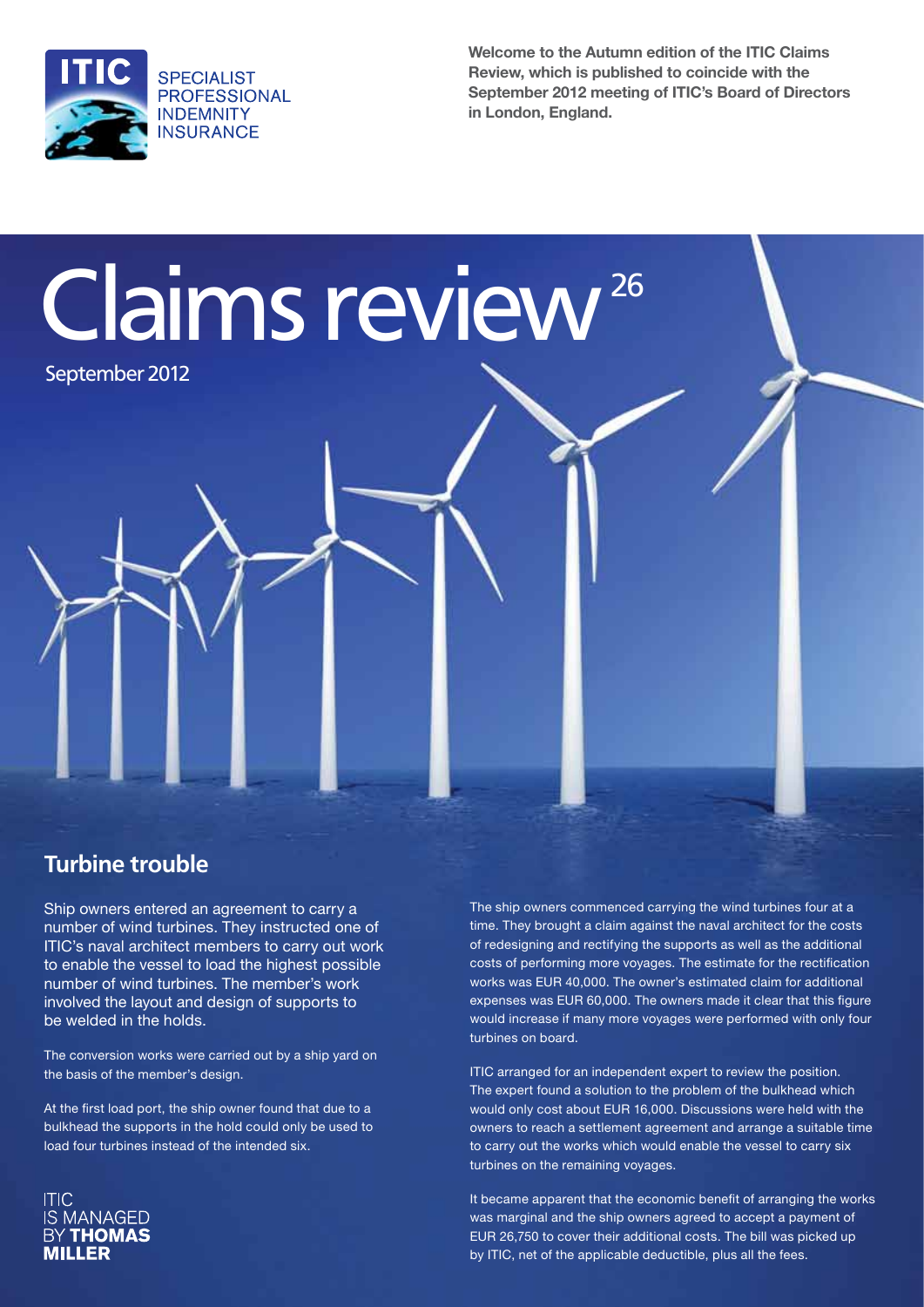ITIC

SPECIALIST PROFESSIONAL INDEMNITY INSURANCE

**Welcome to the Autumn edition of the ITIC Claims Review, which is published to coincide with the September 2012 meeting of ITIC's Board of Directors in London, England.**

# Claims review 26

September 2012

## Turbine trouble

Ship owners entered an agreement to carry a number of wind turbines. They instructed one of ITIC's naval architect members to carry out work to enable the vessel to load the highest possible number of wind turbines. The member's work involved the layout and design of supports to be welded in the holds.

The conversion works were carried out by a ship yard on the basis of the member's design.

At the first load port, the ship owner found that due to a bulkhead the supports in the hold could only be used to load four turbines instead of the intended six.

The ship owners commenced carrying the wind turbines four at a time. They brought a claim against the naval architect for the costs of redesigning and rectifying the supports as well as the additional costs of performing more voyages. The estimate for the rectification works was EUR 40,000. The owner's estimated claim for additional expenses was EUR 60,000. The owners made it clear that this figure would increase if many more voyages were performed with only four turbines on board.

ITIC arranged for an independent expert to review the position. The expert found a solution to the problem of the bulkhead which would only cost about EUR 16,000. Discussions were held with the owners to reach a settlement agreement and arrange a suitable time to carry out the works which would enable the vessel to carry six turbines on the remaining voyages.

It became apparent that the economic benefit of arranging the works was marginal and the ship owners agreed to accept a payment of EUR 26,750 to cover their additional costs. The bill was picked up by ITIC, net of the applicable deductible, plus all the fees.

ITIC IS MANAGED BY **THOMAS MILLER**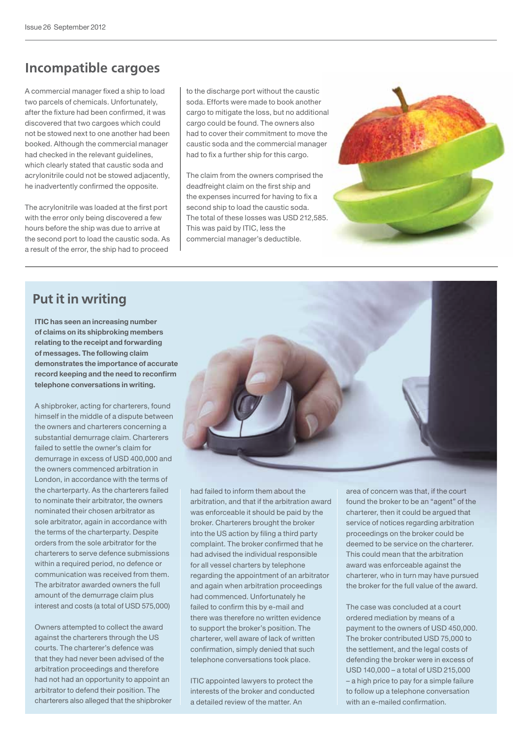## Incompatible cargoes

A commercial manager fixed a ship to load two parcels of chemicals. Unfortunately, after the fixture had been confirmed, it was discovered that two cargoes which could not be stowed next to one another had been booked. Although the commercial manager had checked in the relevant guidelines, which clearly stated that caustic soda and acrylonitrile could not be stowed adjacently, he inadvertently confirmed the opposite.

The acrylonitrile was loaded at the first port with the error only being discovered a few hours before the ship was due to arrive at the second port to load the caustic soda. As a result of the error, the ship had to proceed to the discharge port without the caustic soda. Efforts were made to book another cargo to mitigate the loss, but no additional cargo could be found. The owners also had to cover their commitment to move the caustic soda and the commercial manager had to fix a further ship for this cargo.

The claim from the owners comprised the deadfreight claim on the first ship and the expenses incurred for having to fix a second ship to load the caustic soda. The total of these losses was USD 212,585. This was paid by ITIC, less the commercial manager's deductible.

## Put it in writing

**ITIC has seen an increasing number of claims on its shipbroking members relating to the receipt and forwarding of messages. The following claim demonstrates the importance of accurate record keeping and the need to reconfirm telephone conversations in writing.**

A shipbroker, acting for charterers, found himself in the middle of a dispute between the owners and charterers concerning a substantial demurrage claim. Charterers failed to settle the owner's claim for demurrage in excess of USD 400,000 and the owners commenced arbitration in London, in accordance with the terms of the charterparty. As the charterers failed to nominate their arbitrator, the owners nominated their chosen arbitrator as sole arbitrator, again in accordance with the terms of the charterparty. Despite orders from the sole arbitrator for the charterers to serve defence submissions within a required period, no defence or communication was received from them. The arbitrator awarded owners the full amount of the demurrage claim plus interest and costs (a total of USD 575,000)

Owners attempted to collect the award against the charterers through the US courts. The charterer's defence was that they had never been advised of the arbitration proceedings and therefore had not had an opportunity to appoint an arbitrator to defend their position. The charterers also alleged that the shipbroker had failed to inform them about the arbitration, and that if the arbitration award was enforceable it should be paid by the broker. Charterers brought the broker into the US action by filing a third party complaint. The broker confirmed that he had advised the individual responsible for all vessel charters by telephone regarding the appointment of an arbitrator and again when arbitration proceedings had commenced. Unfortunately he failed to confirm this by e-mail and there was therefore no written evidence to support the broker's position. The charterer, well aware of lack of written confirmation, simply denied that such telephone conversations took place.

ITIC appointed lawyers to protect the interests of the broker and conducted a detailed review of the matter. An area of concern was that, if the court found the broker to be an "agent" of the charterer, then it could be argued that service of notices regarding arbitration proceedings on the broker could be deemed to be service on the charterer. This could mean that the arbitration award was enforceable against the charterer, who in turn may have pursued the broker for the full value of the award.

The case was concluded at a court ordered mediation by means of a payment to the owners of USD 450,000. The broker contributed USD 75,000 to the settlement, and the legal costs of defending the broker were in excess of USD 140,000 – a total of USD 215,000 – a high price to pay for a simple failure to follow up a telephone conversation with an e-mailed confirmation.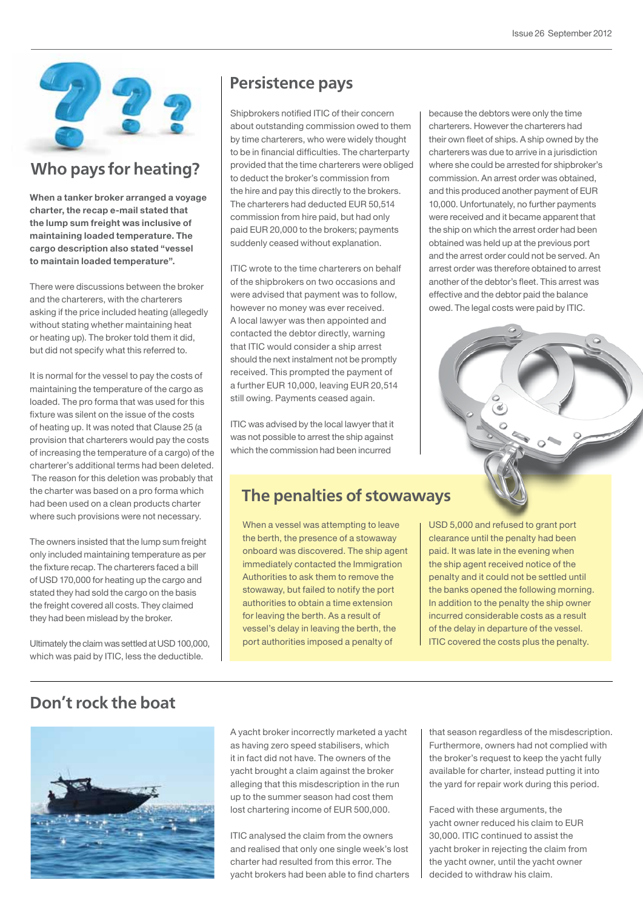## Who pays for heating?

**When a tanker broker arranged a voyage charter, the recap e-mail stated that the lump sum freight was inclusive of maintaining loaded temperature. The cargo description also stated "vessel to maintain loaded temperature".**

There were discussions between the broker and the charterers, with the charterers asking if the price included heating (allegedly without stating whether maintaining heat or heating up). The broker told them it did, but did not specify what this referred to.

It is normal for the vessel to pay the costs of maintaining the temperature of the cargo as loaded. The pro forma that was used for this fixture was silent on the issue of the costs of heating up. It was noted that Clause 25 (a provision that charterers would pay the costs of increasing the temperature of a cargo) of the charterer's additional terms had been deleted. The reason for this deletion was probably that the charter was based on a pro forma which had been used on a clean products charter where such provisions were not necessary.

The owners insisted that the lump sum freight only included maintaining temperature as per the fixture recap. The charterers faced a bill of USD 170,000 for heating up the cargo and stated they had sold the cargo on the basis the freight covered all costs. They claimed they had been misled by the broker.

Ultimately the claim was settled at USD 100,000, which was paid by ITIC, less the deductible.

## Persistence pays

Shipbrokers notified ITIC of their concern about outstanding commission owed to them by time charterers, who were widely thought to be in financial difficulties. The charterparty provided that the time charterers were obliged to deduct the broker's commission from the hire and pay this directly to the brokers. The charterers had deducted EUR 50,514 commission from hire paid, but had only paid EUR 20,000 to the brokers; payments suddenly ceased without explanation.

ITIC wrote to the time charterers on behalf of the shipbrokers on two occasions and were advised that payment was to follow, however no money was ever received. A local lawyer was then appointed and contacted the debtor directly, warning that ITIC would consider a ship arrest should the next instalment not be promptly received. This prompted the payment of a further EUR 10,000, leaving EUR 20,514 still owing. Payments ceased again.

ITIC was advised by the local lawyer that it was not possible to arrest the ship against which the commission had been incurred because the debtors were only the time charterers. However the charterers had their own fleet of ships. A ship owned by the charterers was due to arrive in a jurisdiction where she could be arrested for shipbroker's commission. An arrest order was obtained, and this produced another payment of EUR 10,000. Unfortunately, no further payments were received and it became apparent that the ship on which the arrest order had been obtained was held up at the previous port and the arrest order could not be served. An arrest order was therefore obtained to arrest another of the debtor's fleet. This arrest was effective and the debtor paid the balance owed. The legal costs were paid by ITIC.

## The penalties of stowaways

When a vessel was attempting to leave the berth, the presence of a stowaway onboard was discovered. The ship agent immediately contacted the Immigration Authorities to ask them to remove the stowaway, but failed to notify the port authorities to obtain a time extension for leaving the berth. As a result of vessel's delay in leaving the berth, the port authorities imposed a penalty of USD 5,000 and refused to grant port clearance until the penalty had been paid. It was late in the evening when the ship agent received notice of the penalty and it could not be settled until the banks opened the following morning. In addition to the penalty the ship owner incurred considerable costs as a result of the delay in departure of the vessel. ITIC covered the costs plus the penalty.

## Don't rock the boat

A yacht broker incorrectly marketed a yacht as having zero speed stabilisers, which it in fact did not have. The owners of the yacht brought a claim against the broker alleging that this misdescription in the run up to the summer season had cost them lost chartering income of EUR 500,000.

ITIC analysed the claim from the owners and realised that only one single week's lost charter had resulted from this error. The yacht brokers had been able to find charters that season regardless of the misdescription. Furthermore, owners had not complied with the broker's request to keep the yacht fully available for charter, instead putting it into the yard for repair work during this period.

Faced with these arguments, the yacht owner reduced his claim to EUR 30,000. ITIC continued to assist the yacht broker in rejecting the claim from the yacht owner, until the yacht owner decided to withdraw his claim.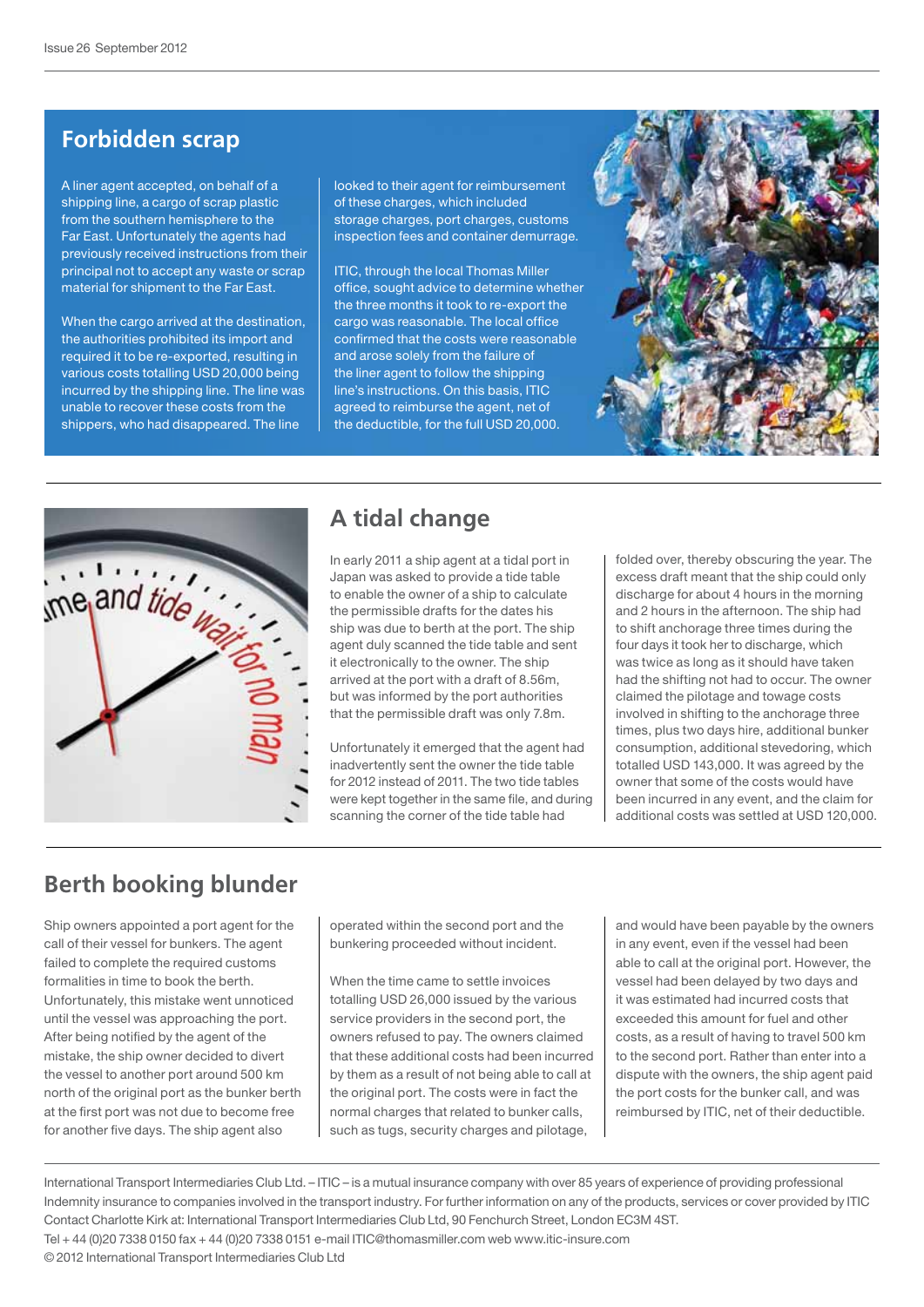## Forbidden scrap

A liner agent accepted, on behalf of a shipping line, a cargo of scrap plastic from the southern hemisphere to the Far East. Unfortunately the agents had previously received instructions from their principal not to accept any waste or scrap material for shipment to the Far East.

When the cargo arrived at the destination, the authorities prohibited its import and required it to be re-exported, resulting in various costs totalling USD 20,000 being incurred by the shipping line. The line was unable to recover these costs from the shippers, who had disappeared. The line looked to their agent for reimbursement of these charges, which included storage charges, port charges, customs inspection fees and container demurrage.

ITIC, through the local Thomas Miller office, sought advice to determine whether the three months it took to re-export the cargo was reasonable. The local office confirmed that the costs were reasonable and arose solely from the failure of the liner agent to follow the shipping line's instructions. On this basis, ITIC agreed to reimburse the agent, net of the deductible, for the full USD 20,000.

## A tidal change

In early 2011 a ship agent at a tidal port in Japan was asked to provide a tide table to enable the owner of a ship to calculate the permissible drafts for the dates his ship was due to berth at the port. The ship agent duly scanned the tide table and sent it electronically to the owner. The ship arrived at the port with a draft of 8.56m, but was informed by the port authorities that the permissible draft was only 7.8m.

Unfortunately it emerged that the agent had inadvertently sent the owner the tide table for 2012 instead of 2011. The two tide tables were kept together in the same file, and during scanning the corner of the tide table had folded over, thereby obscuring the year. The excess draft meant that the ship could only discharge for about 4 hours in the morning and 2 hours in the afternoon. The ship had to shift anchorage three times during the four days it took her to discharge, which was twice as long as it should have taken had the shifting not had to occur. The owner claimed the pilotage and towage costs involved in shifting to the anchorage three times, plus two days hire, additional bunker consumption, additional stevedoring, which totalled USD 143,000. It was agreed by the owner that some of the costs would have been incurred in any event, and the claim for additional costs was settled at USD 120,000.

## Berth booking blunder

Ship owners appointed a port agent for the call of their vessel for bunkers. The agent failed to complete the required customs formalities in time to book the berth. Unfortunately, this mistake went unnoticed until the vessel was approaching the port. After being notified by the agent of the mistake, the ship owner decided to divert the vessel to another port around 500 km north of the original port as the bunker berth at the first port was not due to become free for another five days. The ship agent also operated within the second port and the bunkering proceeded without incident.

When the time came to settle invoices totalling USD 26,000 issued by the various service providers in the second port, the owners refused to pay. The owners claimed that these additional costs had been incurred by them as a result of not being able to call at the original port. The costs were in fact the normal charges that related to bunker calls, such as tugs, security charges and pilotage, and would have been payable by the owners in any event, even if the vessel had been able to call at the original port. However, the vessel had been delayed by two days and it was estimated had incurred costs that exceeded this amount for fuel and other costs, as a result of having to travel 500 km to the second port. Rather than enter into a dispute with the owners, the ship agent paid the port costs for the bunker call, and was reimbursed by ITIC, net of their deductible.

International Transport Intermediaries Club Ltd. – ITIC – is a mutual insurance company with over 85 years of experience of providing professional Indemnity insurance to companies involved in the transport industry. For further information on any of the products, services or cover provided by ITIC Contact Charlotte Kirk at: International Transport Intermediaries Club Ltd, 90 Fenchurch Street, London EC3M 4ST.
Tel + 44 (0)20 7338 0150 fax + 44 (0)20 7338 0151 e-mail ITIC@thomasmiller.com web www.itic-insure.com
© 2012 International Transport Intermediaries Club Ltd